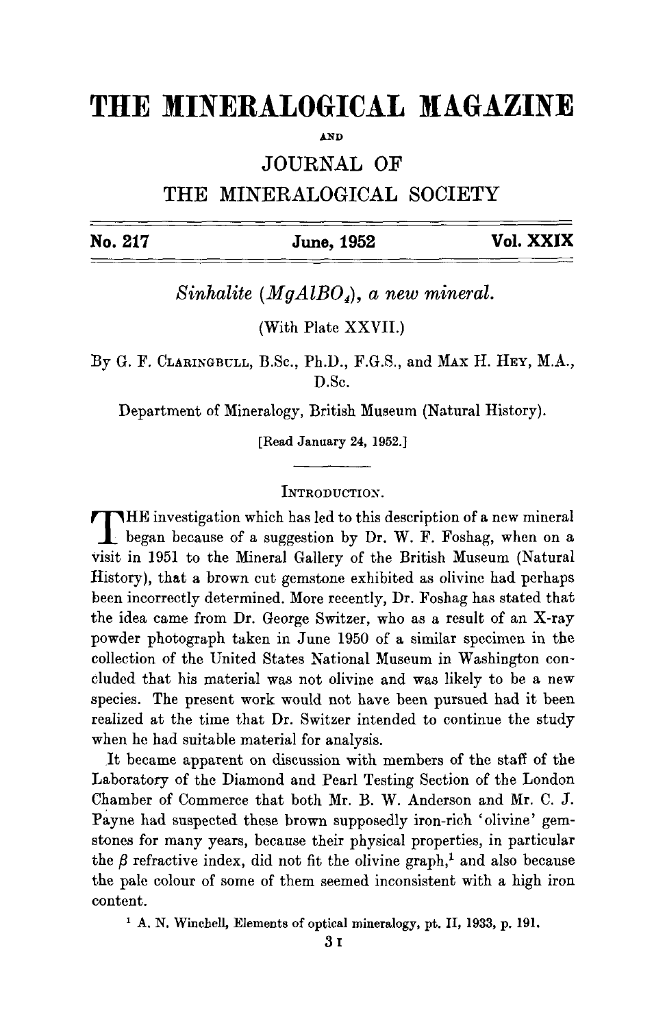# THE MINERALOGICAL MAGAZINE

AND

## JOURNAL OF

## THE MINERALOGICAL SOCIETY

**No. 217** | **June, 1952** | **Vol. XXIX**

## *Sinhalite ($MgAlBO_4$), a new mineral.*

(With Plate XXVII.)

By G. F. CLARINGBULL, B.Sc., Ph.D., F.G.S., and MAX H. HEY, M.A., D.Sc.

Department of Mineralogy, British Museum (Natural History).

[Read January 24, 1952.]

### INTRODUCTION.

THE investigation which has led to this description of a new mineral began because of a suggestion by Dr. W. F. Foshag, when on a visit in 1951 to the Mineral Gallery of the British Museum (Natural History), that a brown cut gemstone exhibited as olivine had perhaps been incorrectly determined. More recently, Dr. Foshag has stated that the idea came from Dr. George Switzer, who as a result of an X-ray powder photograph taken in June 1950 of a similar specimen in the collection of the United States National Museum in Washington concluded that his material was not olivine and was likely to be a new species. The present work would not have been pursued had it been realized at the time that Dr. Switzer intended to continue the study when he had suitable material for analysis.

It became apparent on discussion with members of the staff of the Laboratory of the Diamond and Pearl Testing Section of the London Chamber of Commerce that both Mr. B. W. Anderson and Mr. C. J. Payne had suspected these brown supposedly iron-rich 'olivine' gemstones for many years, because their physical properties, in particular the $\beta$ refractive index, did not fit the olivine graph,[1] and also because the pale colour of some of them seemed inconsistent with a high iron content.

[1] A. N. Winchell, Elements of optical mineralogy, pt. II, 1933, p. 191.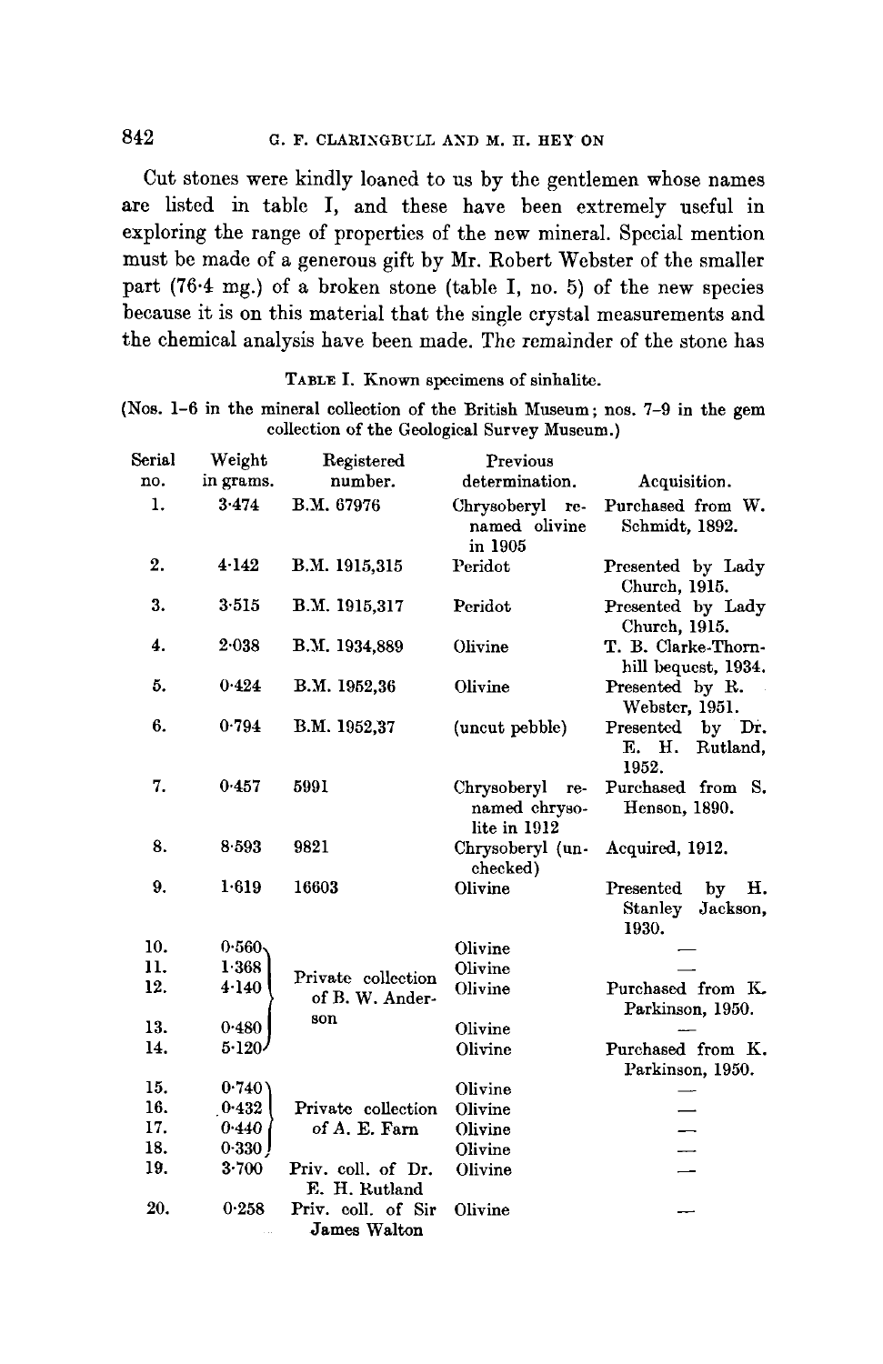Cut stones were kindly loaned to us by the gentlemen whose names are listed in table I, and these have been extremely useful in exploring the range of properties of the new mineral. Special mention must be made of a generous gift by Mr. Robert Webster of the smaller part (76·4 mg.) of a broken stone (table I, no. 5) of the new species because it is on this material that the single crystal measurements and the chemical analysis have been made. The remainder of the stone has

TABLE I. Known specimens of sinhalite.

(Nos. 1–6 in the mineral collection of the British Museum; nos. 7–9 in the gem collection of the Geological Survey Museum.)

| Serial no. | Weight in grams. | Registered number. | Previous determination. | Acquisition. |
|---|---|---|---|---|
| 1. | 3·474 | B.M. 67976 | Chrysoberyl renamed olivine in 1905 | Purchased from W. Schmidt, 1892. |
| 2. | 4·142 | B.M. 1915,315 | Peridot | Presented by Lady Church, 1915. |
| 3. | 3·515 | B.M. 1915,317 | Peridot | Presented by Lady Church, 1915. |
| 4. | 2·038 | B.M. 1934,889 | Olivine | T. B. Clarke-Thornhill bequest, 1934. |
| 5. | 0·424 | B.M. 1952,36 | Olivine | Presented by R. Webster, 1951. |
| 6. | 0·794 | B.M. 1952,37 | (uncut pebble) | Presented by Dr. E. H. Rutland, 1952. |
| 7. | 0·457 | 5991 | Chrysoberyl renamed chrysolite in 1912 | Purchased from S. Henson, 1890. |
| 8. | 8·593 | 9821 | Chrysoberyl (unchecked) | Acquired, 1912. |
| 9. | 1·619 | 16603 | Olivine | Presented by H. Stanley Jackson, 1930. |
| 10. | 0·560 | Private collection of B. W. Anderson | Olivine | — |
| 11. | 1·368 | | Olivine | — |
| 12. | 4·140 | | Olivine | Purchased from K. Parkinson, 1950. |
| 13. | 0·480 | | Olivine | — |
| 14. | 5·120 | | Olivine | Purchased from K. Parkinson, 1950. |
| 15. | 0·740 | Private collection of A. E. Farn | Olivine | — |
| 16. | 0·432 | | Olivine | — |
| 17. | 0·440 | | Olivine | — |
| 18. | 0·330 | | Olivine | — |
| 19. | 3·700 | Priv. coll. of Dr. E. H. Rutland | Olivine | — |
| 20. | 0·258 | Priv. coll. of Sir James Walton | Olivine | — |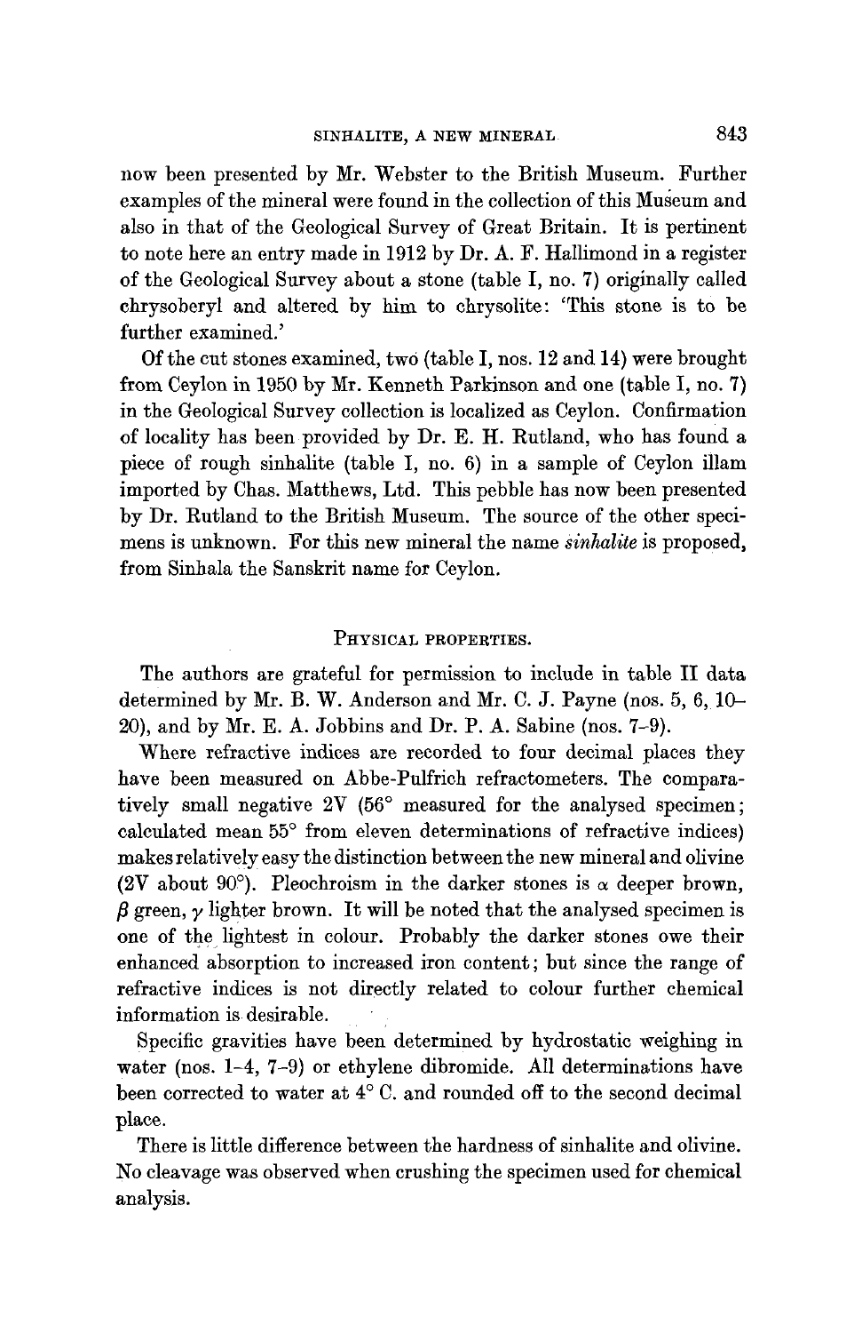now been presented by Mr. Webster to the British Museum. Further examples of the mineral were found in the collection of this Museum and also in that of the Geological Survey of Great Britain. It is pertinent to note here an entry made in 1912 by Dr. A. F. Hallimond in a register of the Geological Survey about a stone (table I, no. 7) originally called chrysoberyl and altered by him to chrysolite: 'This stone is to be further examined.'

Of the cut stones examined, two (table I, nos. 12 and 14) were brought from Ceylon in 1950 by Mr. Kenneth Parkinson and one (table I, no. 7) in the Geological Survey collection is localized as Ceylon. Confirmation of locality has been provided by Dr. E. H. Rutland, who has found a piece of rough sinhalite (table I, no. 6) in a sample of Ceylon illam imported by Chas. Matthews, Ltd. This pebble has now been presented by Dr. Rutland to the British Museum. The source of the other specimens is unknown. For this new mineral the name *sinhalite* is proposed, from Sinhala the Sanskrit name for Ceylon.

## Physical properties.

The authors are grateful for permission to include in table II data determined by Mr. B. W. Anderson and Mr. C. J. Payne (nos. 5, 6, 10–20), and by Mr. E. A. Jobbins and Dr. P. A. Sabine (nos. 7–9).

Where refractive indices are recorded to four decimal places they have been measured on Abbe-Pulfrich refractometers. The comparatively small negative 2V (56° measured for the analysed specimen; calculated mean 55° from eleven determinations of refractive indices) makes relatively easy the distinction between the new mineral and olivine (2V about 90°). Pleochroism in the darker stones is $\alpha$ deeper brown, $\beta$ green, $\gamma$ lighter brown. It will be noted that the analysed specimen is one of the lightest in colour. Probably the darker stones owe their enhanced absorption to increased iron content; but since the range of refractive indices is not directly related to colour further chemical information is desirable.

Specific gravities have been determined by hydrostatic weighing in water (nos. 1–4, 7–9) or ethylene dibromide. All determinations have been corrected to water at 4° C. and rounded off to the second decimal place.

There is little difference between the hardness of sinhalite and olivine. No cleavage was observed when crushing the specimen used for chemical analysis.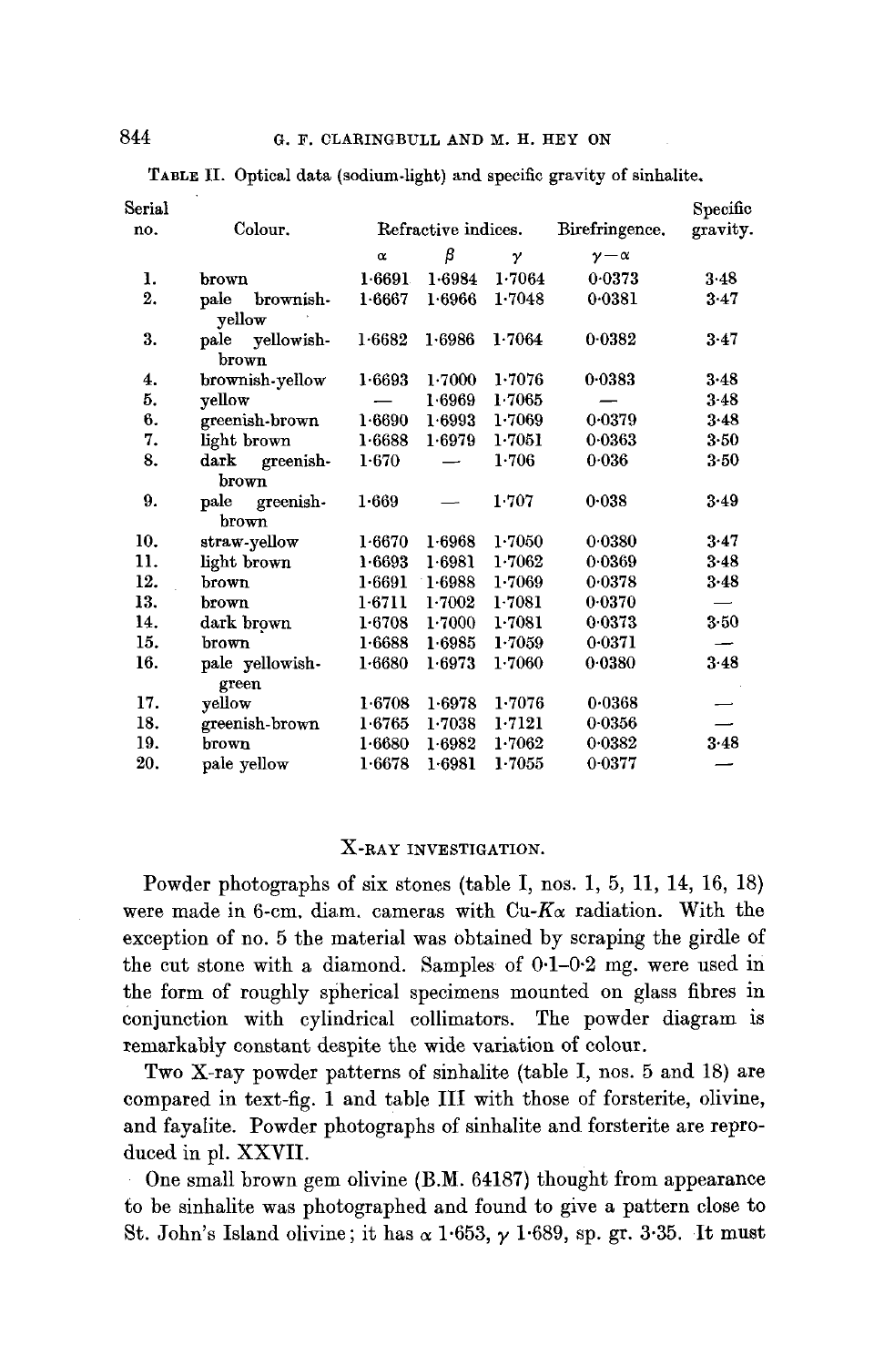TABLE II. Optical data (sodium-light) and specific gravity of sinhalite.

| Serial no. | Colour. | Refractive indices. | | | Birefringence. | Specific gravity. |
|---|---|---|---|---|---|---|
| | | α | β | γ | γ−α | |
| 1. | brown | 1·6691 | 1·6984 | 1·7064 | 0·0373 | 3·48 |
| 2. | pale brownish-yellow | 1·6667 | 1·6966 | 1·7048 | 0·0381 | 3·47 |
| 3. | pale yellowish-brown | 1·6682 | 1·6986 | 1·7064 | 0·0382 | 3·47 |
| 4. | brownish-yellow | 1·6693 | 1·7000 | 1·7076 | 0·0383 | 3·48 |
| 5. | yellow | — | 1·6969 | 1·7065 | — | 3·48 |
| 6. | greenish-brown | 1·6690 | 1·6993 | 1·7069 | 0·0379 | 3·48 |
| 7. | light brown | 1·6688 | 1·6979 | 1·7051 | 0·0363 | 3·50 |
| 8. | dark greenish-brown | 1·670 | — | 1·706 | 0·036 | 3·50 |
| 9. | pale greenish-brown | 1·669 | — | 1·707 | 0·038 | 3·49 |
| 10. | straw-yellow | 1·6670 | 1·6968 | 1·7050 | 0·0380 | 3·47 |
| 11. | light brown | 1·6693 | 1·6981 | 1·7062 | 0·0369 | 3·48 |
| 12. | brown | 1·6691 | 1·6988 | 1·7069 | 0·0378 | 3·48 |
| 13. | brown | 1·6711 | 1·7002 | 1·7081 | 0·0370 | — |
| 14. | dark brown | 1·6708 | 1·7000 | 1·7081 | 0·0373 | 3·50 |
| 15. | brown | 1·6688 | 1·6985 | 1·7059 | 0·0371 | — |
| 16. | pale yellowish-green | 1·6680 | 1·6973 | 1·7060 | 0·0380 | 3·48 |
| 17. | yellow | 1·6708 | 1·6978 | 1·7076 | 0·0368 | — |
| 18. | greenish-brown | 1·6765 | 1·7038 | 1·7121 | 0·0356 | — |
| 19. | brown | 1·6680 | 1·6982 | 1·7062 | 0·0382 | 3·48 |
| 20. | pale yellow | 1·6678 | 1·6981 | 1·7055 | 0·0377 | — |

## X-RAY INVESTIGATION.

Powder photographs of six stones (table I, nos. 1, 5, 11, 14, 16, 18) were made in 6-cm. diam. cameras with Cu-$K\alpha$ radiation. With the exception of no. 5 the material was obtained by scraping the girdle of the cut stone with a diamond. Samples of 0·1–0·2 mg. were used in the form of roughly spherical specimens mounted on glass fibres in conjunction with cylindrical collimators. The powder diagram is remarkably constant despite the wide variation of colour.

Two X-ray powder patterns of sinhalite (table I, nos. 5 and 18) are compared in text-fig. 1 and table III with those of forsterite, olivine, and fayalite. Powder photographs of sinhalite and forsterite are reproduced in pl. XXVII.

One small brown gem olivine (B.M. 64187) thought from appearance to be sinhalite was photographed and found to give a pattern close to St. John's Island olivine; it has $\alpha$ 1·653, $\gamma$ 1·689, sp. gr. 3·35. It must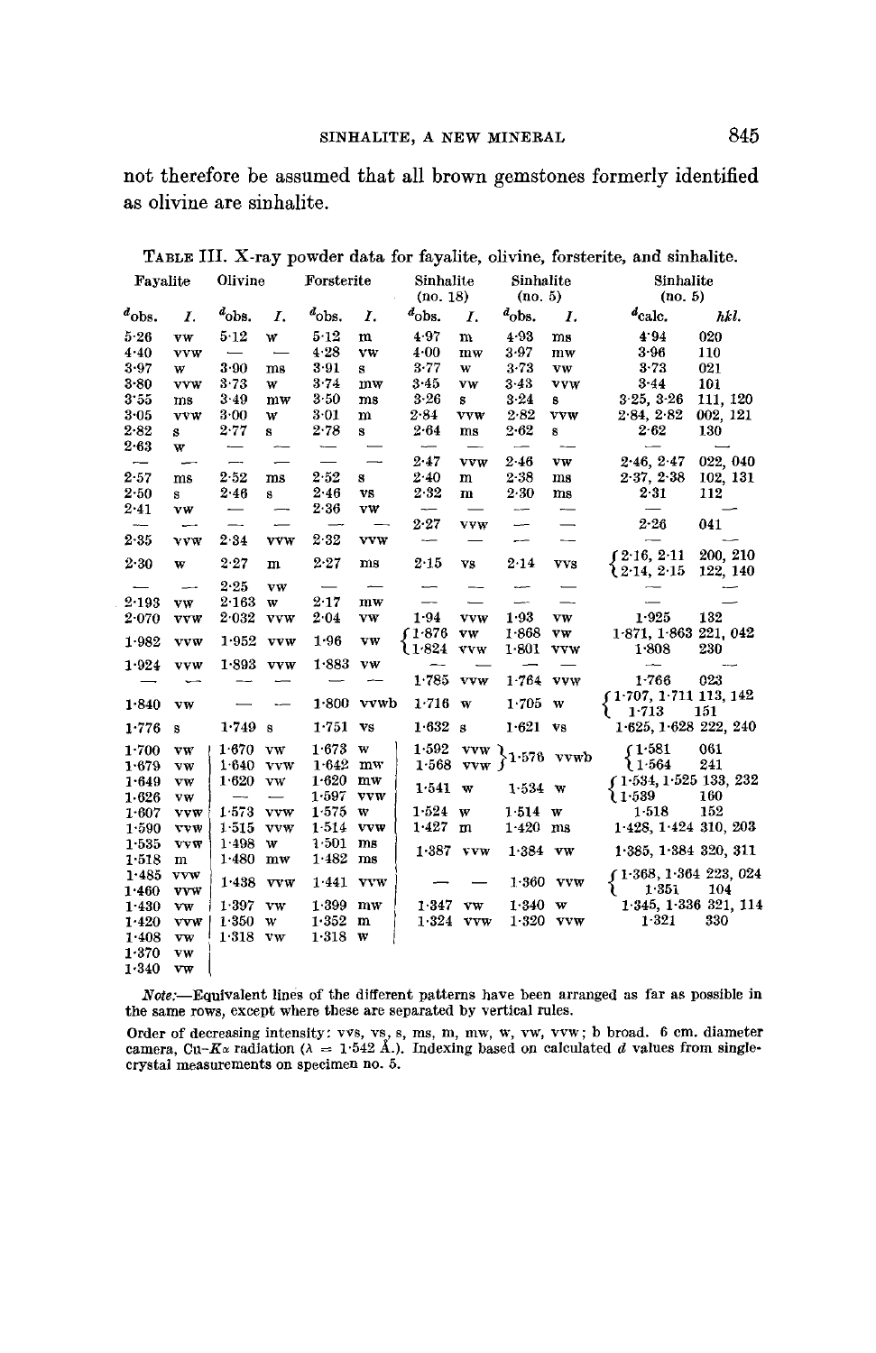not therefore be assumed that all brown gemstones formerly identified as olivine are sinhalite.

TABLE III. X-ray powder data for fayalite, olivine, forsterite, and sinhalite.

| Fayalite | | Olivine | | Forsterite | | Sinhalite (no. 18) | | Sinhalite (no. 5) | | Sinhalite (no. 5) | |
|---|---|---|---|---|---|---|---|---|---|---|---|
| $d_{obs.}$ | *I.* | $d_{obs.}$ | *I.* | $d_{obs.}$ | *I.* | $d_{obs.}$ | *I.* | $d_{obs.}$ | *I.* | $d_{calc.}$ | *hkl.* |
| 5·26 | vw | 5·12 | w | 5·12 | m | 4·97 | m | 4·93 | ms | 4·94 | 020 |
| 4·40 | vvw | — | — | 4·28 | vw | 4·00 | mw | 3·97 | mw | 3·96 | 110 |
| 3·97 | w | 3·90 | ms | 3·91 | s | 3·77 | w | 3·73 | vw | 3·73 | 021 |
| 3·80 | vvw | 3·73 | w | 3·74 | mw | 3·45 | vw | 3·43 | vvw | 3·44 | 101 |
| 3·55 | ms | 3·49 | mw | 3·50 | ms | 3·26 | s | 3·24 | s | 3·25, 3·26 | 111, 120 |
| 3·05 | vvw | 3·00 | w | 3·01 | m | 2·84 | vvw | 2·82 | vvw | 2·84, 2·82 | 002, 121 |
| 2·82 | s | 2·77 | s | 2·78 | s | 2·64 | ms | 2·62 | s | 2·62 | 130 |
| 2·63 | w | — | — | — | — | — | — | — | — | — | — |
| — | — | — | — | — | — | 2·47 | vvw | 2·46 | vw | 2·46, 2·47 | 022, 040 |
| 2·57 | ms | 2·52 | ms | 2·52 | s | 2·40 | m | 2·38 | ms | 2·37, 2·38 | 102, 131 |
| 2·50 | s | 2·46 | s | 2·46 | vs | 2·32 | m | 2·30 | ms | 2·31 | 112 |
| 2·41 | vw | — | — | 2·36 | vw | — | — | — | — | — | — |
| — | — | — | — | — | — | 2·27 | vvw | — | — | 2·26 | 041 |
| 2·35 | vvw | 2·34 | vvw | 2·32 | vvw | — | — | — | — | — | — |
| 2·30 | w | 2·27 | m | 2·27 | ms | 2·15 | vs | 2·14 | vvs | 2·16, 2·11 / 2·14, 2·15 | 200, 210 / 122, 140 |
| — | — | 2·25 | vw | — | — | — | — | — | — | — | — |
| 2·193 | vw | 2·163 | w | 2·17 | mw | — | — | — | — | — | — |
| 2·070 | vvw | 2·032 | vvw | 2·04 | vw | 1·94 | vvw | 1·93 | vw | 1·925 | 132 |
| 1·982 | vvw | 1·952 | vvw | 1·96 | vw | 1·876 / 1·824 | vw / vvw | 1·868 / 1·801 | vw / vvw | 1·871, 1·863 / 1·808 | 221, 042 / 230 |
| 1·924 | vvw | 1·893 | vvw | 1·883 | vw | — | — | — | — | — | — |
| — | — | — | — | — | — | 1·785 | vvw | 1·764 | vvw | 1·766 | 023 |
| 1·840 | vw | — | — | 1·800 | vvwb | 1·716 | w | 1·705 | w | 1·707, 1·711 / 1·713 | 113, 142 / 151 |
| 1·776 | s | 1·749 | s | 1·751 | vs | 1·632 | s | 1·621 | vs | 1·625, 1·628 | 222, 240 |
| 1·700 | vw | 1·670 | vw | 1·673 | w | 1·592 | vvw | 1·576 | vvwb | 1·581 | 061 |
| 1·679 | vw | 1·640 | vvw | 1·642 | mw | 1·568 | vvw | | | 1·564 | 241 |
| 1·649 | vw | 1·620 | vw | 1·620 | mw | 1·541 | w | 1·534 | w | 1·534, 1·525 | 133, 232 |
| 1·626 | vw | — | — | 1·597 | vvw | | | | | 1·539 | 160 |
| 1·607 | vvw | 1·573 | vvw | 1·575 | w | 1·524 | w | 1·514 | w | 1·518 | 152 |
| 1·590 | vvw | 1·515 | vvw | 1·514 | vvw | 1·427 | m | 1·420 | ms | 1·428, 1·424 | 310, 203 |
| 1·535 | vvw | 1·498 | w | 1·501 | ms | 1·387 | vvw | 1·384 | vw | 1·385, 1·384 | 320, 311 |
| 1·518 | m | 1·480 | mw | 1·482 | ms | | | | | | |
| 1·485 | vvw | 1·438 | vvw | 1·441 | vvw | — | — | 1·360 | vvw | 1·368, 1·364 | 223, 024 |
| 1·460 | vvw | | | | | | | | | 1·351 | 104 |
| 1·430 | vw | 1·397 | vw | 1·399 | mw | 1·347 | vw | 1·340 | w | 1·345, 1·336 | 321, 114 |
| 1·420 | vvw | 1·350 | w | 1·352 | m | 1·324 | vvw | 1·320 | vvw | 1·321 | 330 |
| 1·408 | vw | 1·318 | vw | 1·318 | w | | | | | | |
| 1·370 | vw | | | | | | | | | | |
| 1·340 | vw | | | | | | | | | | |

*Note:*—Equivalent lines of the different patterns have been arranged as far as possible in the same rows, except where these are separated by vertical rules.

Order of decreasing intensity: vvs, vs, s, ms, m, mw, w, vw, vvw; b broad. 6 cm. diameter camera, Cu-$K\alpha$ radiation ($\lambda$ = 1·542 Å.). Indexing based on calculated *d* values from single-crystal measurements on specimen no. 5.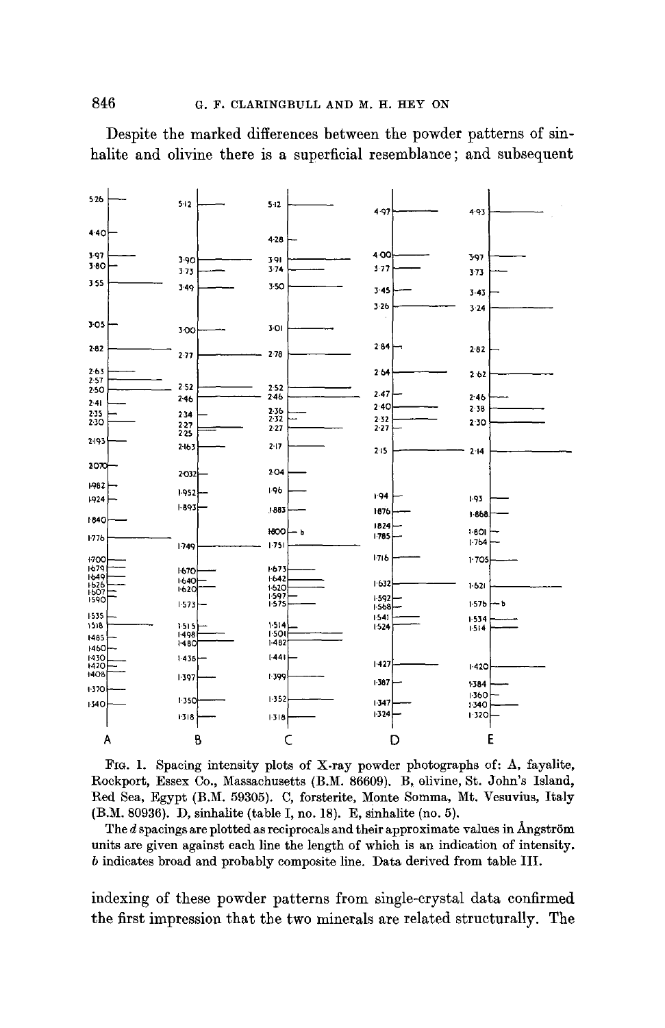Despite the marked differences between the powder patterns of sinhalite and olivine there is a superficial resemblance; and subsequent

FIG. 1. Spacing intensity plots of X-ray powder photographs of: A, fayalite, Rockport, Essex Co., Massachusetts (B.M. 86609). B, olivine, St. John's Island, Red Sea, Egypt (B.M. 59305). C, forsterite, Monte Somma, Mt. Vesuvius, Italy (B.M. 80936). D, sinhalite (table I, no. 18). E, sinhalite (no. 5).

The *d* spacings are plotted as reciprocals and their approximate values in Ångström units are given against each line the length of which is an indication of intensity. *b* indicates broad and probably composite line. Data derived from table III.

indexing of these powder patterns from single-crystal data confirmed the first impression that the two minerals are related structurally. The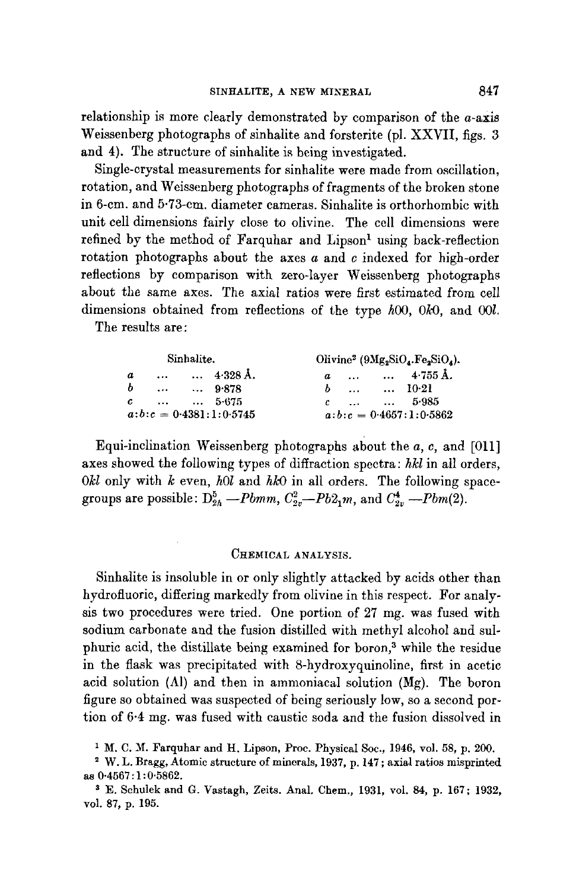relationship is more clearly demonstrated by comparison of the *a*-axis Weissenberg photographs of sinhalite and forsterite (pl. XXVII, figs. 3 and 4). The structure of sinhalite is being investigated.

Single-crystal measurements for sinhalite were made from oscillation, rotation, and Weissenberg photographs of fragments of the broken stone in 6-cm. and 5·73-cm. diameter cameras. Sinhalite is orthorhombic with unit cell dimensions fairly close to olivine. The cell dimensions were refined by the method of Farquhar and Lipson[1] using back-reflection rotation photographs about the axes *a* and *c* indexed for high-order reflections by comparison with zero-layer Weissenberg photographs about the same axes. The axial ratios were first estimated from cell dimensions obtained from reflections of the type *h*00, 0*k*0, and 00*l*.

The results are:

| Sinhalite. | | Olivine[2] ($9Mg_2SiO_4.Fe_2SiO_4$). | |
|---|---|---|---|
| *a* | 4·328 Å. | *a* | 4·755 Å. |
| *b* | 9·878 | *b* | 10·21 |
| *c* | 5·675 | *c* | 5·985 |
| $a:b:c = 0{\cdot}4381:1:0{\cdot}5745$ | | $a:b:c = 0{\cdot}4657:1:0{\cdot}5862$ | |

Equi-inclination Weissenberg photographs about the *a*, *c*, and [011] axes showed the following types of diffraction spectra: *hkl* in all orders, 0*kl* only with *k* even, *h*0*l* and *hk*0 in all orders. The following space-groups are possible: $D_{2h}^{5}$—*Pbmm*, $C_{2v}^{2}$—*Pb*$2_1$*m*, and $C_{2v}^{4}$—*Pbm*(2).

## Chemical analysis.

Sinhalite is insoluble in or only slightly attacked by acids other than hydrofluoric, differing markedly from olivine in this respect. For analysis two procedures were tried. One portion of 27 mg. was fused with sodium carbonate and the fusion distilled with methyl alcohol and sulphuric acid, the distillate being examined for boron,[3] while the residue in the flask was precipitated with 8-hydroxyquinoline, first in acetic acid solution (Al) and then in ammoniacal solution (Mg). The boron figure so obtained was suspected of being seriously low, so a second portion of 6·4 mg. was fused with caustic soda and the fusion dissolved in

[1] M. C. M. Farquhar and H. Lipson, Proc. Physical Soc., 1946, vol. 58, p. 200.

[2] W. L. Bragg, Atomic structure of minerals, 1937, p. 147; axial ratios misprinted as 0·4567:1:0·5862.

[3] E. Schulek and G. Vastagh, Zeits. Anal. Chem., 1931, vol. 84, p. 167; 1932, vol. 87, p. 195.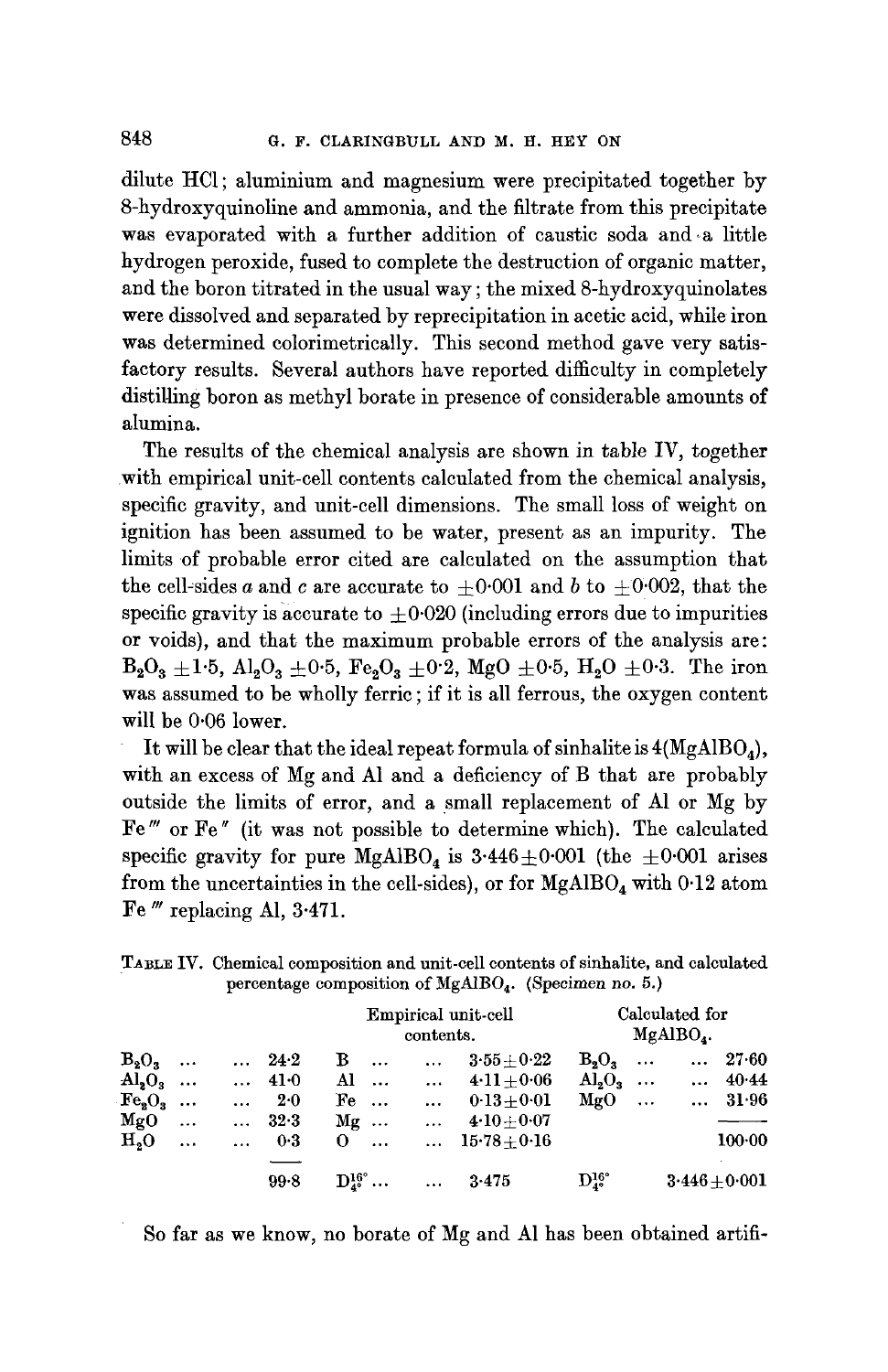dilute HCl; aluminium and magnesium were precipitated together by 8-hydroxyquinoline and ammonia, and the filtrate from this precipitate was evaporated with a further addition of caustic soda and a little hydrogen peroxide, fused to complete the destruction of organic matter, and the boron titrated in the usual way; the mixed 8-hydroxyquinolates were dissolved and separated by reprecipitation in acetic acid, while iron was determined colorimetrically. This second method gave very satisfactory results. Several authors have reported difficulty in completely distilling boron as methyl borate in presence of considerable amounts of alumina.

The results of the chemical analysis are shown in table IV, together with empirical unit-cell contents calculated from the chemical analysis, specific gravity, and unit-cell dimensions. The small loss of weight on ignition has been assumed to be water, present as an impurity. The limits of probable error cited are calculated on the assumption that the cell-sides $a$ and $c$ are accurate to $\pm 0{\cdot}001$ and $b$ to $\pm 0{\cdot}002$, that the specific gravity is accurate to $\pm 0{\cdot}020$ (including errors due to impurities or voids), and that the maximum probable errors of the analysis are: $B_2O_3$ $\pm 1{\cdot}5$, $Al_2O_3$ $\pm 0{\cdot}5$, $Fe_2O_3$ $\pm 0{\cdot}2$, MgO $\pm 0{\cdot}5$, $H_2O$ $\pm 0{\cdot}3$. The iron was assumed to be wholly ferric; if it is all ferrous, the oxygen content will be 0·06 lower.

It will be clear that the ideal repeat formula of sinhalite is $4(MgAlBO_4)$, with an excess of Mg and Al and a deficiency of B that are probably outside the limits of error, and a small replacement of Al or Mg by Fe‴ or Fe″ (it was not possible to determine which). The calculated specific gravity for pure $MgAlBO_4$ is $3{\cdot}446 \pm 0{\cdot}001$ (the $\pm 0{\cdot}001$ arises from the uncertainties in the cell-sides), or for $MgAlBO_4$ with 0·12 atom Fe‴ replacing Al, 3·471.

TABLE IV. Chemical composition and unit-cell contents of sinhalite, and calculated percentage composition of $MgAlBO_4$. (Specimen no. 5.)

| | | Empirical unit-cell contents. | | Calculated for $MgAlBO_4$. | |
|---|---|---|---|---|---|
| $B_2O_3$ | 24·2 | B | $3{\cdot}55 \pm 0{\cdot}22$ | $B_2O_3$ | 27·60 |
| $Al_2O_3$ | 41·0 | Al | $4{\cdot}11 \pm 0{\cdot}06$ | $Al_2O_3$ | 40·44 |
| $Fe_2O_3$ | 2·0 | Fe | $0{\cdot}13 \pm 0{\cdot}01$ | MgO | 31·96 |
| MgO | 32·3 | Mg | $4{\cdot}10 \pm 0{\cdot}07$ | | |
| $H_2O$ | 0·3 | O | $15{\cdot}78 \pm 0{\cdot}16$ | | 100·00 |
| | 99·8 | $D_{4^\circ}^{16^\circ}$ | 3·475 | $D_{4^\circ}^{16^\circ}$ | $3{\cdot}446 \pm 0{\cdot}001$ |

So far as we know, no borate of Mg and Al has been obtained artifi-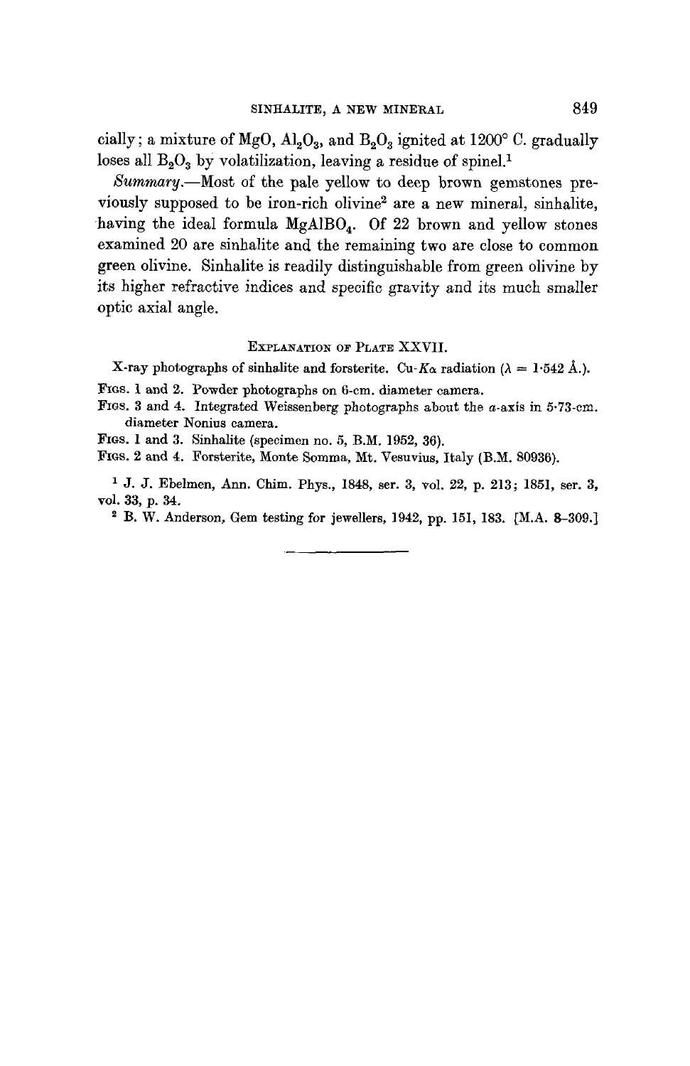cially; a mixture of MgO, $Al_2O_3$, and $B_2O_3$ ignited at 1200° C. gradually loses all $B_2O_3$ by volatilization, leaving a residue of spinel.[1]

*Summary*.—Most of the pale yellow to deep brown gemstones previously supposed to be iron-rich olivine[2] are a new mineral, sinhalite, having the ideal formula $MgAlBO_4$. Of 22 brown and yellow stones examined 20 are sinhalite and the remaining two are close to common green olivine. Sinhalite is readily distinguishable from green olivine by its higher refractive indices and specific gravity and its much smaller optic axial angle.

## Explanation of Plate XXVII.

X-ray photographs of sinhalite and forsterite. Cu-$K\alpha$ radiation ($\lambda = 1{\cdot}542$ Å.).

Figs. 1 and 2. Powder photographs on 6-cm. diameter camera.

Figs. 3 and 4. Integrated Weissenberg photographs about the *a*-axis in 5·73-cm. diameter Nonius camera.

Figs. 1 and 3. Sinhalite (specimen no. 5, B.M. 1952, 36).

Figs. 2 and 4. Forsterite, Monte Somma, Mt. Vesuvius, Italy (B.M. 80936).

[1] J. J. Ebelmen, Ann. Chim. Phys., 1848, ser. 3, vol. 22, p. 213; 1851, ser. 3, vol. 33, p. 34.

[2] B. W. Anderson, Gem testing for jewellers, 1942, pp. 151, 183. [M.A. 8–309.]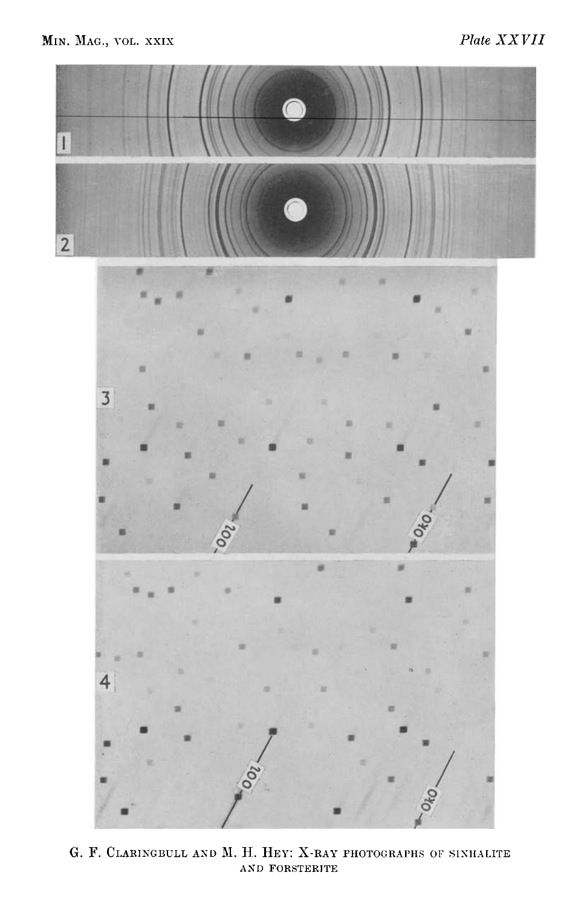G. F. Claringbull and M. H. Hey: X-ray photographs of sinhalite and forsterite